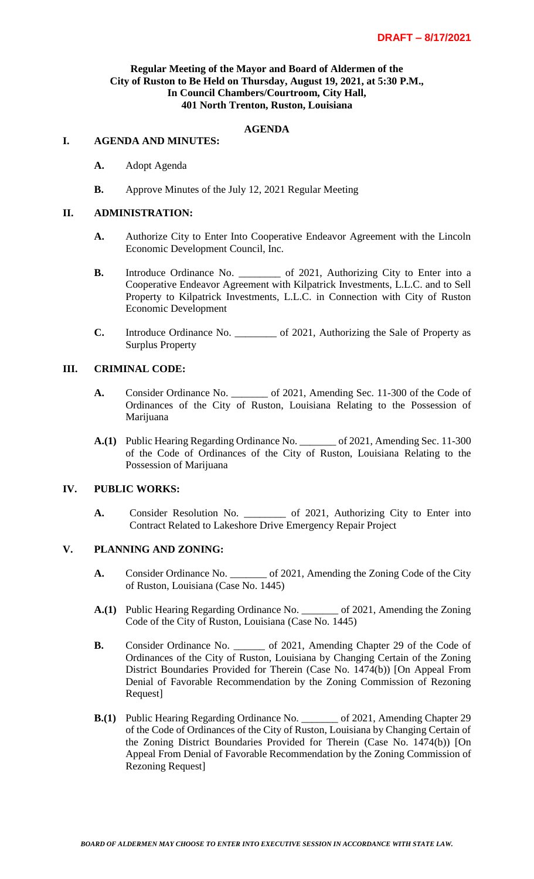**DRAFT – 8/17/2021**

**Regular Meeting of the Mayor and Board of Aldermen of the City of Ruston to Be Held on Thursday, August 19, 2021, at 5:30 P.M., In Council Chambers/Courtroom, City Hall, 401 North Trenton, Ruston, Louisiana**

**AGENDA**

**I. AGENDA AND MINUTES:**

- **A.** Adopt Agenda
- **B.** Approve Minutes of the July 12, 2021 Regular Meeting

**II. ADMINISTRATION:**

- **A.** Authorize City to Enter Into Cooperative Endeavor Agreement with the Lincoln Economic Development Council, Inc.
- **B.** Introduce Ordinance No. ________ of 2021, Authorizing City to Enter into a Cooperative Endeavor Agreement with Kilpatrick Investments, L.L.C. and to Sell Property to Kilpatrick Investments, L.L.C. in Connection with City of Ruston Economic Development
- **C.** Introduce Ordinance No. ________ of 2021, Authorizing the Sale of Property as Surplus Property

**III. CRIMINAL CODE:**

- **A.** Consider Ordinance No. _______ of 2021, Amending Sec. 11-300 of the Code of Ordinances of the City of Ruston, Louisiana Relating to the Possession of Marijuana
- **A.(1)** Public Hearing Regarding Ordinance No. _______ of 2021, Amending Sec. 11-300 of the Code of Ordinances of the City of Ruston, Louisiana Relating to the Possession of Marijuana

**IV. PUBLIC WORKS:**

- **A.** Consider Resolution No. ________ of 2021, Authorizing City to Enter into Contract Related to Lakeshore Drive Emergency Repair Project

**V. PLANNING AND ZONING:**

- **A.** Consider Ordinance No. _______ of 2021, Amending the Zoning Code of the City of Ruston, Louisiana (Case No. 1445)
- **A.(1)** Public Hearing Regarding Ordinance No. _______ of 2021, Amending the Zoning Code of the City of Ruston, Louisiana (Case No. 1445)
- **B.** Consider Ordinance No. ______ of 2021, Amending Chapter 29 of the Code of Ordinances of the City of Ruston, Louisiana by Changing Certain of the Zoning District Boundaries Provided for Therein (Case No. 1474(b)) [On Appeal From Denial of Favorable Recommendation by the Zoning Commission of Rezoning Request]
- **B.(1)** Public Hearing Regarding Ordinance No. _______ of 2021, Amending Chapter 29 of the Code of Ordinances of the City of Ruston, Louisiana by Changing Certain of the Zoning District Boundaries Provided for Therein (Case No. 1474(b)) [On Appeal From Denial of Favorable Recommendation by the Zoning Commission of Rezoning Request]

***BOARD OF ALDERMEN MAY CHOOSE TO ENTER INTO EXECUTIVE SESSION IN ACCORDANCE WITH STATE LAW.***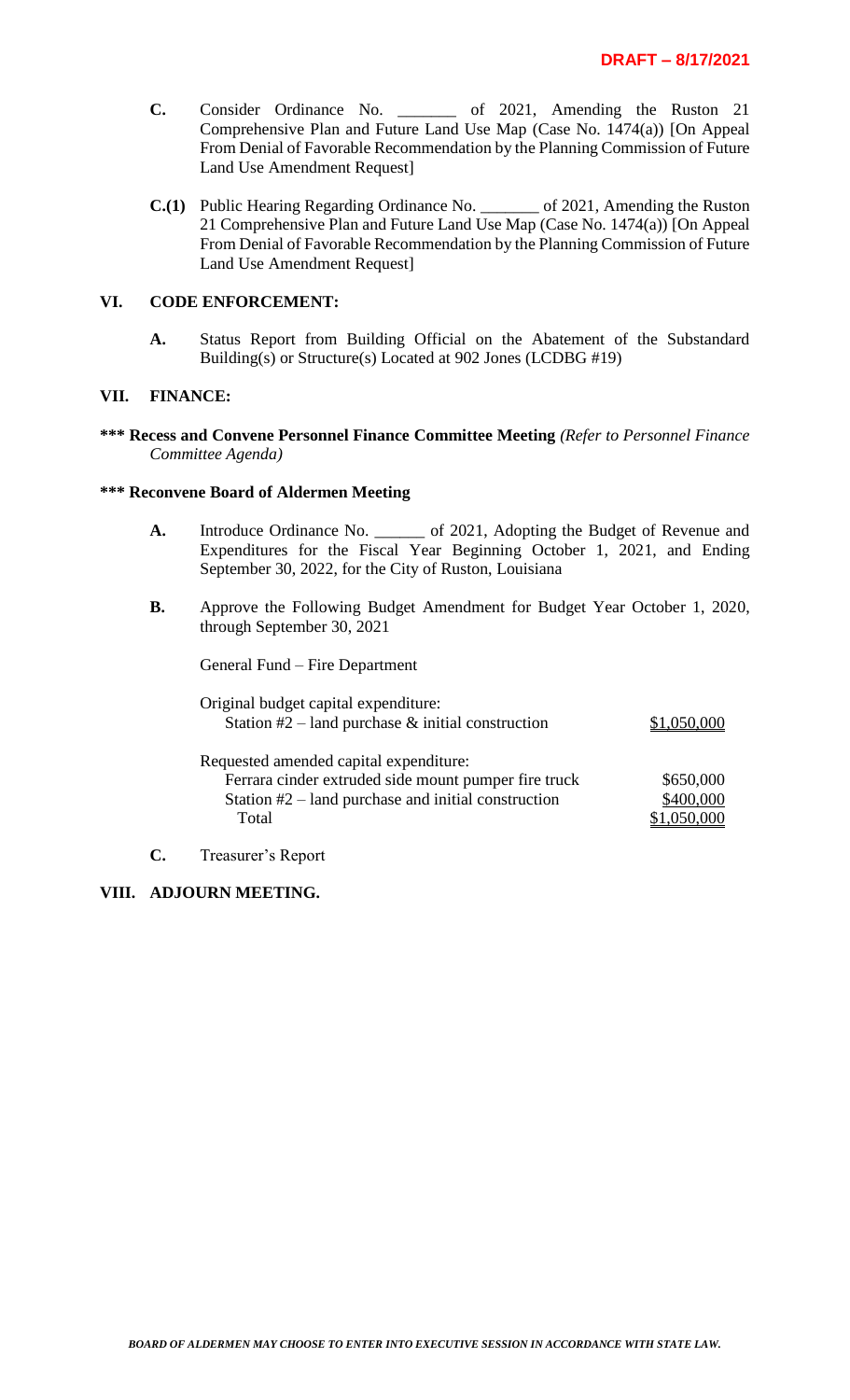**DRAFT – 8/17/2021**

**C.** Consider Ordinance No. _______ of 2021, Amending the Ruston 21 Comprehensive Plan and Future Land Use Map (Case No. 1474(a)) [On Appeal From Denial of Favorable Recommendation by the Planning Commission of Future Land Use Amendment Request]

**C.(1)** Public Hearing Regarding Ordinance No. _______ of 2021, Amending the Ruston 21 Comprehensive Plan and Future Land Use Map (Case No. 1474(a)) [On Appeal From Denial of Favorable Recommendation by the Planning Commission of Future Land Use Amendment Request]

## VI. CODE ENFORCEMENT:

**A.** Status Report from Building Official on the Abatement of the Substandard Building(s) or Structure(s) Located at 902 Jones (LCDBG #19)

## VII. FINANCE:

**\*\*\* Recess and Convene Personnel Finance Committee Meeting** *(Refer to Personnel Finance Committee Agenda)*

**\*\*\* Reconvene Board of Aldermen Meeting**

**A.** Introduce Ordinance No. ______ of 2021, Adopting the Budget of Revenue and Expenditures for the Fiscal Year Beginning October 1, 2021, and Ending September 30, 2022, for the City of Ruston, Louisiana

**B.** Approve the Following Budget Amendment for Budget Year October 1, 2020, through September 30, 2021

General Fund – Fire Department

| | |
|---|---|
| Original budget capital expenditure: | |
| Station #2 – land purchase & initial construction | $1,050,000 |
| Requested amended capital expenditure: | |
| Ferrara cinder extruded side mount pumper fire truck | $650,000 |
| Station #2 – land purchase and initial construction | $400,000 |
| Total | $1,050,000 |

**C.** Treasurer's Report

## VIII. ADJOURN MEETING.

*BOARD OF ALDERMEN MAY CHOOSE TO ENTER INTO EXECUTIVE SESSION IN ACCORDANCE WITH STATE LAW.*